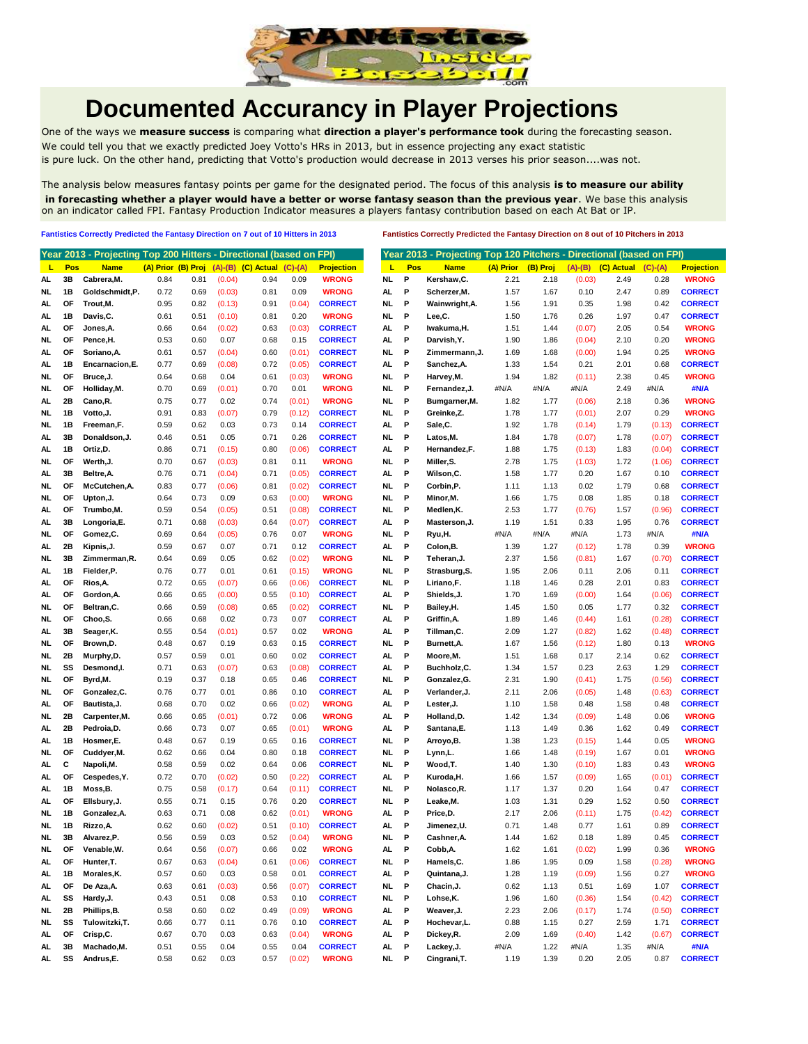# Documented Accurancy in Player Projections

One of the ways we **measure success** is comparing what **direction a player's performance took** during the forecasting season. We could tell you that we exactly predicted Joey Votto's HRs in 2013, but in essence projecting any exact statistic is pure luck. On the other hand, predicting that Votto's production would decrease in 2013 verses his prior season....was not.

The analysis below measures fantasy points per game for the designated period. The focus of this analysis **is to measure our ability in forecasting whether a player would have a better or worse fantasy season than the previous year**. We base this analysis on an indicator called FPI. Fantasy Production Indicator measures a players fantasy contribution based on each At Bat or IP.

**Fantistics Correctly Predicted the Fantasy Direction on 7 out of 10 Hitters in 2013**

| Year 2013 - Projecting Top 200 Hitters - Directional (based on FPI) | | | | | | | | |
|---|---|---|---|---|---|---|---|---|
| L | Pos | Name | (A) Prior | (B) Proj | (A)-(B) | (C) Actual | (C)-(A) | Projection |
| AL | 3B | Cabrera,M. | 0.84 | 0.81 | (0.04) | 0.94 | 0.09 | WRONG |
| NL | 1B | Goldschmidt,P. | 0.72 | 0.69 | (0.03) | 0.81 | 0.09 | WRONG |
| AL | OF | Trout,M. | 0.95 | 0.82 | (0.13) | 0.91 | (0.04) | CORRECT |
| AL | 1B | Davis,C. | 0.61 | 0.51 | (0.10) | 0.81 | 0.20 | WRONG |
| AL | OF | Jones,A. | 0.66 | 0.64 | (0.02) | 0.63 | (0.03) | CORRECT |
| NL | OF | Pence,H. | 0.53 | 0.60 | 0.07 | 0.68 | 0.15 | CORRECT |
| AL | OF | Soriano,A. | 0.61 | 0.57 | (0.04) | 0.60 | (0.01) | CORRECT |
| AL | 1B | Encarnacion,E. | 0.77 | 0.69 | (0.08) | 0.72 | (0.05) | CORRECT |
| NL | OF | Bruce,J. | 0.64 | 0.68 | 0.04 | 0.61 | (0.03) | WRONG |
| NL | OF | Holliday,M. | 0.70 | 0.69 | (0.01) | 0.70 | 0.01 | WRONG |
| AL | 2B | Cano,R. | 0.75 | 0.77 | 0.02 | 0.74 | (0.01) | WRONG |
| NL | 1B | Votto,J. | 0.91 | 0.83 | (0.07) | 0.79 | (0.12) | CORRECT |
| NL | 1B | Freeman,F. | 0.59 | 0.62 | 0.03 | 0.73 | 0.14 | CORRECT |
| AL | 3B | Donaldson,J. | 0.46 | 0.51 | 0.05 | 0.71 | 0.26 | CORRECT |
| AL | 1B | Ortiz,D. | 0.86 | 0.71 | (0.15) | 0.80 | (0.06) | CORRECT |
| NL | OF | Werth,J. | 0.70 | 0.67 | (0.03) | 0.81 | 0.11 | WRONG |
| AL | 3B | Beltre,A. | 0.76 | 0.71 | (0.04) | 0.71 | (0.05) | CORRECT |
| NL | OF | McCutchen,A. | 0.83 | 0.77 | (0.06) | 0.81 | (0.02) | CORRECT |
| NL | OF | Upton,J. | 0.64 | 0.73 | 0.09 | 0.63 | (0.00) | WRONG |
| AL | OF | Trumbo,M. | 0.59 | 0.54 | (0.05) | 0.51 | (0.08) | CORRECT |
| AL | 3B | Longoria,E. | 0.71 | 0.68 | (0.03) | 0.64 | (0.07) | CORRECT |
| NL | OF | Gomez,C. | 0.69 | 0.64 | (0.05) | 0.76 | 0.07 | WRONG |
| AL | 2B | Kipnis,J. | 0.59 | 0.67 | 0.07 | 0.71 | 0.12 | CORRECT |
| NL | 3B | Zimmerman,R. | 0.64 | 0.69 | 0.05 | 0.62 | (0.02) | WRONG |
| AL | 1B | Fielder,P. | 0.76 | 0.77 | 0.01 | 0.61 | (0.15) | WRONG |
| AL | OF | Rios,A. | 0.72 | 0.65 | (0.07) | 0.66 | (0.06) | CORRECT |
| AL | OF | Gordon,A. | 0.66 | 0.65 | (0.00) | 0.55 | (0.10) | CORRECT |
| NL | OF | Beltran,C. | 0.66 | 0.59 | (0.08) | 0.65 | (0.02) | CORRECT |
| NL | OF | Choo,S. | 0.66 | 0.68 | 0.02 | 0.73 | 0.07 | CORRECT |
| AL | 3B | Seager,K. | 0.55 | 0.54 | (0.01) | 0.57 | 0.02 | WRONG |
| NL | OF | Brown,D. | 0.48 | 0.67 | 0.19 | 0.63 | 0.15 | CORRECT |
| NL | 2B | Murphy,D. | 0.57 | 0.59 | 0.01 | 0.60 | 0.02 | CORRECT |
| NL | SS | Desmond,I. | 0.71 | 0.63 | (0.07) | 0.63 | (0.08) | CORRECT |
| NL | OF | Byrd,M. | 0.19 | 0.37 | 0.18 | 0.65 | 0.46 | CORRECT |
| NL | OF | Gonzalez,C. | 0.76 | 0.77 | 0.01 | 0.86 | 0.10 | CORRECT |
| AL | OF | Bautista,J. | 0.68 | 0.70 | 0.02 | 0.66 | (0.02) | WRONG |
| NL | 2B | Carpenter,M. | 0.66 | 0.65 | (0.01) | 0.72 | 0.06 | WRONG |
| AL | 2B | Pedroia,D. | 0.66 | 0.73 | 0.07 | 0.65 | (0.01) | WRONG |
| AL | 1B | Hosmer,E. | 0.48 | 0.67 | 0.19 | 0.65 | 0.16 | CORRECT |
| NL | OF | Cuddyer,M. | 0.62 | 0.66 | 0.04 | 0.80 | 0.18 | CORRECT |
| AL | C | Napoli,M. | 0.58 | 0.59 | 0.02 | 0.64 | 0.06 | CORRECT |
| AL | OF | Cespedes,Y. | 0.72 | 0.70 | (0.02) | 0.50 | (0.22) | CORRECT |
| AL | 1B | Moss,B. | 0.75 | 0.58 | (0.17) | 0.64 | (0.11) | CORRECT |
| AL | OF | Ellsbury,J. | 0.55 | 0.71 | 0.15 | 0.76 | 0.20 | CORRECT |
| NL | 1B | Gonzalez,A. | 0.63 | 0.71 | 0.08 | 0.62 | (0.01) | WRONG |
| NL | 1B | Rizzo,A. | 0.62 | 0.60 | (0.02) | 0.51 | (0.10) | CORRECT |
| NL | 3B | Alvarez,P. | 0.56 | 0.59 | 0.03 | 0.52 | (0.04) | WRONG |
| NL | OF | Venable,W. | 0.64 | 0.56 | (0.07) | 0.66 | 0.02 | WRONG |
| AL | OF | Hunter,T. | 0.67 | 0.63 | (0.04) | 0.61 | (0.06) | CORRECT |
| AL | 1B | Morales,K. | 0.57 | 0.60 | 0.03 | 0.58 | 0.01 | CORRECT |
| AL | OF | De Aza,A. | 0.63 | 0.61 | (0.03) | 0.56 | (0.07) | CORRECT |
| AL | SS | Hardy,J. | 0.43 | 0.51 | 0.08 | 0.53 | 0.10 | CORRECT |
| NL | 2B | Phillips,B. | 0.58 | 0.60 | 0.02 | 0.49 | (0.09) | WRONG |
| NL | SS | Tulowitzki,T. | 0.66 | 0.77 | 0.11 | 0.76 | 0.10 | CORRECT |
| AL | OF | Crisp,C. | 0.67 | 0.70 | 0.03 | 0.63 | (0.04) | WRONG |
| AL | 3B | Machado,M. | 0.51 | 0.55 | 0.04 | 0.55 | 0.04 | CORRECT |
| AL | SS | Andrus,E. | 0.58 | 0.62 | 0.03 | 0.57 | (0.02) | WRONG |

**Fantistics Correctly Predicted the Fantasy Direction on 8 out of 10 Pitchers in 2013**

| Year 2013 - Projecting Top 120 Pitchers - Directional (based on FPI) | | | | | | | | |
|---|---|---|---|---|---|---|---|---|
| L | Pos | Name | (A) Prior | (B) Proj | (A)-(B) | (C) Actual | (C)-(A) | Projection |
| NL | P | Kershaw,C. | 2.21 | 2.18 | (0.03) | 2.49 | 0.28 | WRONG |
| AL | P | Scherzer,M. | 1.57 | 1.67 | 0.10 | 2.47 | 0.89 | CORRECT |
| NL | P | Wainwright,A. | 1.56 | 1.91 | 0.35 | 1.98 | 0.42 | CORRECT |
| NL | P | Lee,C. | 1.50 | 1.76 | 0.26 | 1.97 | 0.47 | CORRECT |
| AL | P | Iwakuma,H. | 1.51 | 1.44 | (0.07) | 2.05 | 0.54 | WRONG |
| AL | P | Darvish,Y. | 1.90 | 1.86 | (0.04) | 2.10 | 0.20 | WRONG |
| NL | P | Zimmermann,J. | 1.69 | 1.68 | (0.00) | 1.94 | 0.25 | WRONG |
| AL | P | Sanchez,A. | 1.33 | 1.54 | 0.21 | 2.01 | 0.68 | CORRECT |
| NL | P | Harvey,M. | 1.94 | 1.82 | (0.11) | 2.38 | 0.45 | WRONG |
| NL | P | Fernandez,J. | #N/A | #N/A | #N/A | 2.49 | #N/A | #N/A |
| NL | P | Bumgarner,M. | 1.82 | 1.77 | (0.06) | 2.18 | 0.36 | WRONG |
| NL | P | Greinke,Z. | 1.78 | 1.77 | (0.01) | 2.07 | 0.29 | WRONG |
| AL | P | Sale,C. | 1.92 | 1.78 | (0.14) | 1.79 | (0.13) | CORRECT |
| NL | P | Latos,M. | 1.84 | 1.78 | (0.07) | 1.78 | (0.07) | CORRECT |
| AL | P | Hernandez,F. | 1.88 | 1.75 | (0.13) | 1.83 | (0.04) | CORRECT |
| NL | P | Miller,S. | 2.78 | 1.75 | (1.03) | 1.72 | (1.06) | CORRECT |
| AL | P | Wilson,C. | 1.58 | 1.77 | 0.20 | 1.67 | 0.10 | CORRECT |
| NL | P | Corbin,P. | 1.11 | 1.13 | 0.02 | 1.79 | 0.68 | CORRECT |
| NL | P | Minor,M. | 1.66 | 1.75 | 0.08 | 1.85 | 0.18 | CORRECT |
| NL | P | Medlen,K. | 2.53 | 1.77 | (0.76) | 1.57 | (0.96) | CORRECT |
| AL | P | Masterson,J. | 1.19 | 1.51 | 0.33 | 1.95 | 0.76 | CORRECT |
| NL | P | Ryu,H. | #N/A | #N/A | #N/A | 1.73 | #N/A | #N/A |
| AL | P | Colon,B. | 1.39 | 1.27 | (0.12) | 1.78 | 0.39 | WRONG |
| NL | P | Teheran,J. | 2.37 | 1.56 | (0.81) | 1.67 | (0.70) | CORRECT |
| NL | P | Strasburg,S. | 1.95 | 2.06 | 0.11 | 2.06 | 0.11 | CORRECT |
| NL | P | Liriano,F. | 1.18 | 1.46 | 0.28 | 2.01 | 0.83 | CORRECT |
| AL | P | Shields,J. | 1.70 | 1.69 | (0.00) | 1.64 | (0.06) | CORRECT |
| NL | P | Bailey,H. | 1.45 | 1.50 | 0.05 | 1.77 | 0.32 | CORRECT |
| AL | P | Griffin,A. | 1.89 | 1.46 | (0.44) | 1.61 | (0.28) | CORRECT |
| AL | P | Tillman,C. | 2.09 | 1.27 | (0.82) | 1.62 | (0.48) | CORRECT |
| NL | P | Burnett,A. | 1.67 | 1.56 | (0.12) | 1.80 | 0.13 | WRONG |
| AL | P | Moore,M. | 1.51 | 1.68 | 0.17 | 2.14 | 0.62 | CORRECT |
| AL | P | Buchholz,C. | 1.34 | 1.57 | 0.23 | 2.63 | 1.29 | CORRECT |
| NL | P | Gonzalez,G. | 2.31 | 1.90 | (0.41) | 1.75 | (0.56) | CORRECT |
| AL | P | Verlander,J. | 2.11 | 2.06 | (0.05) | 1.48 | (0.63) | CORRECT |
| AL | P | Lester,J. | 1.10 | 1.58 | 0.48 | 1.58 | 0.48 | CORRECT |
| AL | P | Holland,D. | 1.42 | 1.34 | (0.09) | 1.48 | 0.06 | WRONG |
| AL | P | Santana,E. | 1.13 | 1.49 | 0.36 | 1.62 | 0.49 | CORRECT |
| NL | P | Arroyo,B. | 1.38 | 1.23 | (0.15) | 1.44 | 0.05 | WRONG |
| NL | P | Lynn,L. | 1.66 | 1.48 | (0.19) | 1.67 | 0.01 | WRONG |
| NL | P | Wood,T. | 1.40 | 1.30 | (0.10) | 1.83 | 0.43 | WRONG |
| AL | P | Kuroda,H. | 1.66 | 1.57 | (0.09) | 1.65 | (0.01) | CORRECT |
| NL | P | Nolasco,R. | 1.17 | 1.37 | 0.20 | 1.64 | 0.47 | CORRECT |
| NL | P | Leake,M. | 1.03 | 1.31 | 0.29 | 1.52 | 0.50 | CORRECT |
| AL | P | Price,D. | 2.17 | 2.06 | (0.11) | 1.75 | (0.42) | CORRECT |
| AL | P | Jimenez,U. | 0.71 | 1.48 | 0.77 | 1.61 | 0.89 | CORRECT |
| NL | P | Cashner,A. | 1.44 | 1.62 | 0.18 | 1.89 | 0.45 | CORRECT |
| AL | P | Cobb,A. | 1.62 | 1.61 | (0.02) | 1.99 | 0.36 | WRONG |
| NL | P | Hamels,C. | 1.86 | 1.95 | 0.09 | 1.58 | (0.28) | WRONG |
| AL | P | Quintana,J. | 1.28 | 1.19 | (0.09) | 1.56 | 0.27 | WRONG |
| NL | P | Chacin,J. | 0.62 | 1.13 | 0.51 | 1.69 | 1.07 | CORRECT |
| NL | P | Lohse,K. | 1.96 | 1.60 | (0.36) | 1.54 | (0.42) | CORRECT |
| AL | P | Weaver,J. | 2.23 | 2.06 | (0.17) | 1.74 | (0.50) | CORRECT |
| AL | P | Hochevar,L. | 0.88 | 1.15 | 0.27 | 2.59 | 1.71 | CORRECT |
| AL | P | Dickey,R. | 2.09 | 1.69 | (0.40) | 1.42 | (0.67) | CORRECT |
| AL | P | Lackey,J. | #N/A | 1.22 | #N/A | 1.35 | #N/A | #N/A |
| NL | P | Cingrani,T. | 1.19 | 1.39 | 0.20 | 2.05 | 0.87 | CORRECT |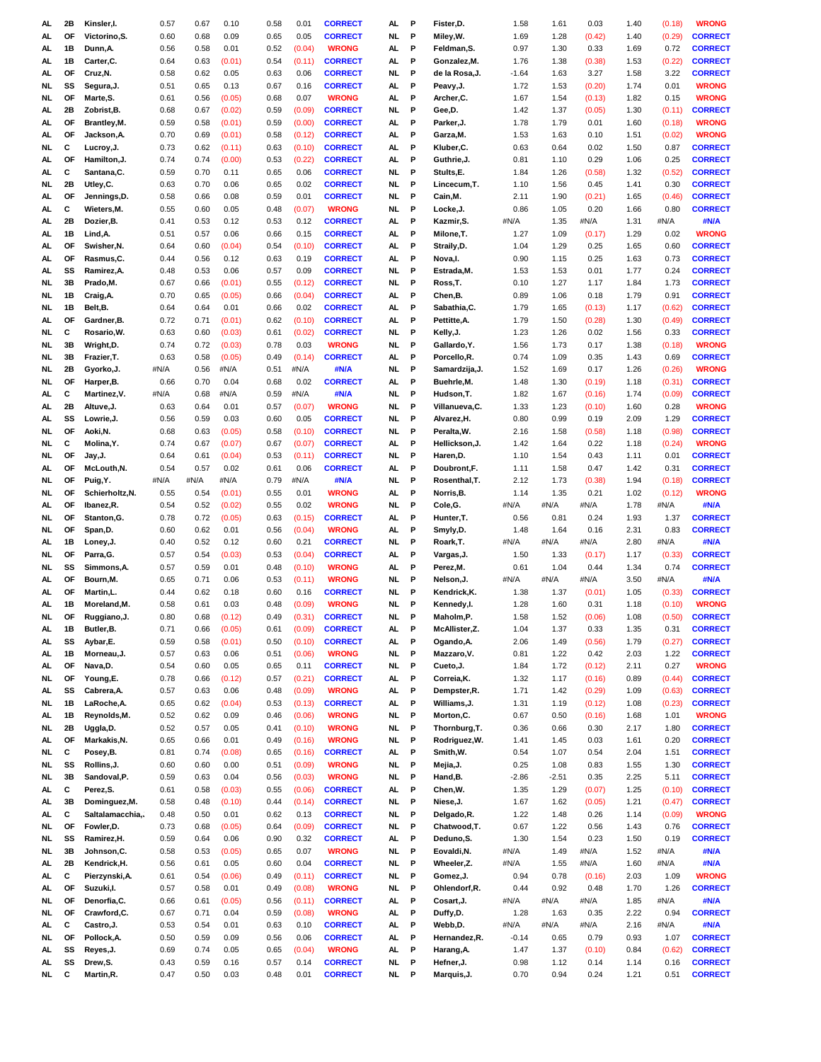| | | | | | | | | | | | | | | | | | | | |
|---|---|---|---|---|---|---|---|---|---|---|---|---|---|---|---|---|---|---|---|
| AL | 2B | Kinsler,I. | 0.57 | 0.67 | 0.10 | 0.58 | 0.01 | CORRECT | AL | P | Fister,D. | 1.58 | 1.61 | 0.03 | 1.40 | (0.18) | WRONG |
| AL | OF | Victorino,S. | 0.60 | 0.68 | 0.09 | 0.65 | 0.05 | CORRECT | AL | P | Miley,W. | 1.69 | 1.28 | (0.42) | 1.40 | (0.29) | CORRECT |
| AL | 1B | Dunn,A. | 0.56 | 0.58 | 0.01 | 0.52 | (0.04) | WRONG | AL | P | Feldman,S. | 0.97 | 1.30 | 0.33 | 1.69 | 0.72 | CORRECT |
| AL | 1B | Carter,C. | 0.64 | 0.63 | (0.01) | 0.54 | (0.11) | CORRECT | AL | P | Gonzalez,M. | 1.76 | 1.38 | (0.38) | 1.53 | (0.22) | CORRECT |
| AL | OF | Cruz,N. | 0.58 | 0.62 | 0.05 | 0.63 | 0.06 | CORRECT | NL | P | de la Rosa,J. | -1.64 | 1.63 | 3.27 | 1.58 | 3.22 | CORRECT |
| NL | SS | Segura,J. | 0.51 | 0.65 | 0.13 | 0.67 | 0.16 | CORRECT | AL | P | Peavy,J. | 1.72 | 1.53 | (0.20) | 1.74 | 0.01 | WRONG |
| NL | OF | Marte,S. | 0.61 | 0.56 | (0.05) | 0.68 | 0.07 | WRONG | AL | P | Archer,C. | 1.67 | 1.54 | (0.13) | 1.82 | 0.15 | WRONG |
| AL | 2B | Zobrist,B. | 0.68 | 0.67 | (0.02) | 0.59 | (0.09) | CORRECT | NL | P | Gee,D. | 1.42 | 1.37 | (0.05) | 1.30 | (0.11) | CORRECT |
| AL | OF | Brantley,M. | 0.59 | 0.58 | (0.01) | 0.59 | (0.00) | CORRECT | AL | P | Parker,J. | 1.78 | 1.79 | 0.01 | 1.60 | (0.18) | WRONG |
| AL | OF | Jackson,A. | 0.70 | 0.69 | (0.01) | 0.58 | (0.12) | CORRECT | AL | P | Garza,M. | 1.53 | 1.63 | 0.10 | 1.51 | (0.02) | WRONG |
| NL | C | Lucroy,J. | 0.73 | 0.62 | (0.11) | 0.63 | (0.10) | CORRECT | AL | P | Kluber,C. | 0.63 | 0.64 | 0.02 | 1.50 | 0.87 | CORRECT |
| AL | OF | Hamilton,J. | 0.74 | 0.74 | (0.00) | 0.53 | (0.22) | CORRECT | AL | P | Guthrie,J. | 0.81 | 1.10 | 0.29 | 1.06 | 0.25 | CORRECT |
| AL | C | Santana,C. | 0.59 | 0.70 | 0.11 | 0.65 | 0.06 | CORRECT | NL | P | Stults,E. | 1.84 | 1.26 | (0.58) | 1.32 | (0.52) | CORRECT |
| NL | 2B | Utley,C. | 0.63 | 0.70 | 0.06 | 0.65 | 0.02 | CORRECT | NL | P | Lincecum,T. | 1.10 | 1.56 | 0.45 | 1.41 | 0.30 | CORRECT |
| AL | OF | Jennings,D. | 0.58 | 0.66 | 0.08 | 0.59 | 0.01 | CORRECT | NL | P | Cain,M. | 2.11 | 1.90 | (0.21) | 1.65 | (0.46) | CORRECT |
| AL | C | Wieters,M. | 0.55 | 0.60 | 0.05 | 0.48 | (0.07) | WRONG | NL | P | Locke,J. | 0.86 | 1.05 | 0.20 | 1.66 | 0.80 | CORRECT |
| AL | 2B | Dozier,B. | 0.41 | 0.53 | 0.12 | 0.53 | 0.12 | CORRECT | AL | P | Kazmir,S. | #N/A | 1.35 | #N/A | 1.31 | #N/A | #N/A |
| AL | 1B | Lind,A. | 0.51 | 0.57 | 0.06 | 0.66 | 0.15 | CORRECT | AL | P | Milone,T. | 1.27 | 1.09 | (0.17) | 1.29 | 0.02 | WRONG |
| AL | OF | Swisher,N. | 0.64 | 0.60 | (0.04) | 0.54 | (0.10) | CORRECT | AL | P | Straily,D. | 1.04 | 1.29 | 0.25 | 1.65 | 0.60 | CORRECT |
| AL | OF | Rasmus,C. | 0.44 | 0.56 | 0.12 | 0.63 | 0.19 | CORRECT | AL | P | Nova,I. | 0.90 | 1.15 | 0.25 | 1.63 | 0.73 | CORRECT |
| AL | SS | Ramirez,A. | 0.48 | 0.53 | 0.06 | 0.57 | 0.09 | CORRECT | NL | P | Estrada,M. | 1.53 | 1.53 | 0.01 | 1.77 | 0.24 | CORRECT |
| NL | 3B | Prado,M. | 0.67 | 0.66 | (0.01) | 0.55 | (0.12) | CORRECT | NL | P | Ross,T. | 0.10 | 1.27 | 1.17 | 1.84 | 1.73 | CORRECT |
| NL | 1B | Craig,A. | 0.70 | 0.65 | (0.05) | 0.66 | (0.04) | CORRECT | AL | P | Chen,B. | 0.89 | 1.06 | 0.18 | 1.79 | 0.91 | CORRECT |
| NL | 1B | Belt,B. | 0.64 | 0.64 | 0.01 | 0.66 | 0.02 | CORRECT | AL | P | Sabathia,C. | 1.79 | 1.65 | (0.13) | 1.17 | (0.62) | CORRECT |
| AL | OF | Gardner,B. | 0.72 | 0.71 | (0.01) | 0.62 | (0.10) | CORRECT | AL | P | Pettitte,A. | 1.79 | 1.50 | (0.28) | 1.30 | (0.49) | CORRECT |
| NL | C | Rosario,W. | 0.63 | 0.60 | (0.03) | 0.61 | (0.02) | CORRECT | NL | P | Kelly,J. | 1.23 | 1.26 | 0.02 | 1.56 | 0.33 | CORRECT |
| NL | 3B | Wright,D. | 0.74 | 0.72 | (0.03) | 0.78 | 0.03 | WRONG | NL | P | Gallardo,Y. | 1.56 | 1.73 | 0.17 | 1.38 | (0.18) | WRONG |
| NL | 3B | Frazier,T. | 0.63 | 0.58 | (0.05) | 0.49 | (0.14) | CORRECT | AL | P | Porcello,R. | 0.74 | 1.09 | 0.35 | 1.43 | 0.69 | CORRECT |
| NL | 2B | Gyorko,J. | #N/A | 0.56 | #N/A | 0.51 | #N/A | #N/A | NL | P | Samardzija,J. | 1.52 | 1.69 | 0.17 | 1.26 | (0.26) | WRONG |
| NL | OF | Harper,B. | 0.66 | 0.70 | 0.04 | 0.68 | 0.02 | CORRECT | AL | P | Buehrle,M. | 1.48 | 1.30 | (0.19) | 1.18 | (0.31) | CORRECT |
| AL | C | Martinez,V. | #N/A | 0.68 | #N/A | 0.59 | #N/A | #N/A | NL | P | Hudson,T. | 1.82 | 1.67 | (0.16) | 1.74 | (0.09) | CORRECT |
| AL | 2B | Altuve,J. | 0.63 | 0.64 | 0.01 | 0.57 | (0.07) | WRONG | NL | P | Villanueva,C. | 1.33 | 1.23 | (0.10) | 1.60 | 0.28 | WRONG |
| AL | SS | Lowrie,J. | 0.56 | 0.59 | 0.03 | 0.60 | 0.05 | CORRECT | NL | P | Alvarez,H. | 0.80 | 0.99 | 0.19 | 2.09 | 1.29 | CORRECT |
| NL | OF | Aoki,N. | 0.68 | 0.63 | (0.05) | 0.58 | (0.10) | CORRECT | NL | P | Peralta,W. | 2.16 | 1.58 | (0.58) | 1.18 | (0.98) | CORRECT |
| NL | C | Molina,Y. | 0.74 | 0.67 | (0.07) | 0.67 | (0.07) | CORRECT | AL | P | Hellickson,J. | 1.42 | 1.64 | 0.22 | 1.18 | (0.24) | WRONG |
| NL | OF | Jay,J. | 0.64 | 0.61 | (0.04) | 0.53 | (0.11) | CORRECT | NL | P | Haren,D. | 1.10 | 1.54 | 0.43 | 1.11 | 0.01 | CORRECT |
| AL | OF | McLouth,N. | 0.54 | 0.57 | 0.02 | 0.61 | 0.06 | CORRECT | NL | P | Doubront,F. | 1.11 | 1.58 | 0.47 | 1.42 | 0.31 | CORRECT |
| NL | OF | Puig,Y. | #N/A | #N/A | #N/A | 0.79 | #N/A | #N/A | NL | P | Rosenthal,T. | 2.12 | 1.73 | (0.38) | 1.94 | (0.18) | CORRECT |
| NL | OF | Schierholtz,N. | 0.55 | 0.54 | (0.01) | 0.55 | 0.01 | WRONG | AL | P | Norris,B. | 1.14 | 1.35 | 0.21 | 1.02 | (0.12) | WRONG |
| AL | OF | Ibanez,R. | 0.54 | 0.52 | (0.02) | 0.55 | 0.02 | WRONG | NL | P | Cole,G. | #N/A | #N/A | #N/A | 1.78 | #N/A | #N/A |
| NL | OF | Stanton,G. | 0.78 | 0.72 | (0.05) | 0.63 | (0.15) | CORRECT | AL | P | Hunter,T. | 0.56 | 0.81 | 0.24 | 1.93 | 1.37 | CORRECT |
| NL | OF | Span,D. | 0.60 | 0.62 | 0.01 | 0.56 | (0.04) | WRONG | AL | P | Smyly,D. | 1.48 | 1.64 | 0.16 | 2.31 | 0.83 | CORRECT |
| AL | 1B | Loney,J. | 0.40 | 0.52 | 0.12 | 0.60 | 0.21 | CORRECT | NL | P | Roark,T. | #N/A | #N/A | #N/A | 2.80 | #N/A | #N/A |
| NL | OF | Parra,G. | 0.57 | 0.54 | (0.03) | 0.53 | (0.04) | CORRECT | AL | P | Vargas,J. | 1.50 | 1.33 | (0.17) | 1.17 | (0.33) | CORRECT |
| NL | SS | Simmons,A. | 0.57 | 0.59 | 0.01 | 0.48 | (0.10) | WRONG | AL | P | Perez,M. | 0.61 | 1.04 | 0.44 | 1.34 | 0.74 | CORRECT |
| AL | OF | Bourn,M. | 0.65 | 0.71 | 0.06 | 0.53 | (0.11) | WRONG | NL | P | Nelson,J. | #N/A | #N/A | #N/A | 3.50 | #N/A | #N/A |
| AL | OF | Martin,L. | 0.44 | 0.62 | 0.18 | 0.60 | 0.16 | CORRECT | NL | P | Kendrick,K. | 1.38 | 1.37 | (0.01) | 1.05 | (0.33) | CORRECT |
| AL | 1B | Moreland,M. | 0.58 | 0.61 | 0.03 | 0.48 | (0.09) | WRONG | NL | P | Kennedy,I. | 1.28 | 1.60 | 0.31 | 1.18 | (0.10) | WRONG |
| NL | OF | Ruggiano,J. | 0.80 | 0.68 | (0.12) | 0.49 | (0.31) | CORRECT | NL | P | Maholm,P. | 1.58 | 1.52 | (0.06) | 1.08 | (0.50) | CORRECT |
| AL | 1B | Butler,B. | 0.71 | 0.66 | (0.05) | 0.61 | (0.09) | CORRECT | AL | P | McAllister,Z. | 1.04 | 1.37 | 0.33 | 1.35 | 0.31 | CORRECT |
| AL | SS | Aybar,E. | 0.59 | 0.58 | (0.01) | 0.50 | (0.10) | CORRECT | AL | P | Ogando,A. | 2.06 | 1.49 | (0.56) | 1.79 | (0.27) | CORRECT |
| AL | 1B | Morneau,J. | 0.57 | 0.63 | 0.06 | 0.51 | (0.06) | WRONG | NL | P | Mazzaro,V. | 0.81 | 1.22 | 0.42 | 2.03 | 1.22 | CORRECT |
| AL | OF | Nava,D. | 0.54 | 0.60 | 0.05 | 0.65 | 0.11 | CORRECT | NL | P | Cueto,J. | 1.84 | 1.72 | (0.12) | 2.11 | 0.27 | WRONG |
| NL | OF | Young,E. | 0.78 | 0.66 | (0.12) | 0.57 | (0.21) | CORRECT | AL | P | Correia,K. | 1.32 | 1.17 | (0.16) | 0.89 | (0.44) | CORRECT |
| AL | SS | Cabrera,A. | 0.57 | 0.63 | 0.06 | 0.48 | (0.09) | WRONG | AL | P | Dempster,R. | 1.71 | 1.42 | (0.29) | 1.09 | (0.63) | CORRECT |
| NL | 1B | LaRoche,A. | 0.65 | 0.62 | (0.04) | 0.53 | (0.13) | CORRECT | AL | P | Williams,J. | 1.31 | 1.19 | (0.12) | 1.08 | (0.23) | CORRECT |
| AL | 1B | Reynolds,M. | 0.52 | 0.62 | 0.09 | 0.46 | (0.06) | WRONG | NL | P | Morton,C. | 0.67 | 0.50 | (0.16) | 1.68 | 1.01 | WRONG |
| NL | 2B | Uggla,D. | 0.52 | 0.57 | 0.05 | 0.41 | (0.10) | WRONG | NL | P | Thornburg,T. | 0.36 | 0.66 | 0.30 | 2.17 | 1.80 | CORRECT |
| AL | OF | Markakis,N. | 0.65 | 0.66 | 0.01 | 0.49 | (0.16) | WRONG | NL | P | Rodriguez,W. | 1.41 | 1.45 | 0.03 | 1.61 | 0.20 | CORRECT |
| NL | C | Posey,B. | 0.81 | 0.74 | (0.08) | 0.65 | (0.16) | CORRECT | AL | P | Smith,W. | 0.54 | 1.07 | 0.54 | 2.04 | 1.51 | CORRECT |
| NL | SS | Rollins,J. | 0.60 | 0.60 | 0.00 | 0.51 | (0.09) | WRONG | NL | P | Mejia,J. | 0.25 | 1.08 | 0.83 | 1.55 | 1.30 | CORRECT |
| NL | 3B | Sandoval,P. | 0.59 | 0.63 | 0.04 | 0.56 | (0.03) | WRONG | NL | P | Hand,B. | -2.86 | -2.51 | 0.35 | 2.25 | 5.11 | CORRECT |
| AL | C | Perez,S. | 0.61 | 0.58 | (0.03) | 0.55 | (0.06) | CORRECT | AL | P | Chen,W. | 1.35 | 1.29 | (0.07) | 1.25 | (0.10) | CORRECT |
| AL | 3B | Dominguez,M. | 0.58 | 0.48 | (0.10) | 0.44 | (0.14) | CORRECT | NL | P | Niese,J. | 1.67 | 1.62 | (0.05) | 1.21 | (0.47) | CORRECT |
| AL | C | Saltalamacchia,. | 0.48 | 0.50 | 0.01 | 0.62 | 0.13 | CORRECT | NL | P | Delgado,R. | 1.22 | 1.48 | 0.26 | 1.14 | (0.09) | WRONG |
| NL | OF | Fowler,D. | 0.73 | 0.68 | (0.05) | 0.64 | (0.09) | CORRECT | NL | P | Chatwood,T. | 0.67 | 1.22 | 0.56 | 1.43 | 0.76 | CORRECT |
| NL | SS | Ramirez,H. | 0.59 | 0.64 | 0.06 | 0.90 | 0.32 | CORRECT | AL | P | Deduno,S. | 1.30 | 1.54 | 0.23 | 1.50 | 0.19 | CORRECT |
| NL | 3B | Johnson,C. | 0.58 | 0.53 | (0.05) | 0.65 | 0.07 | WRONG | NL | P | Eovaldi,N. | #N/A | 1.49 | #N/A | 1.52 | #N/A | #N/A |
| AL | 2B | Kendrick,H. | 0.56 | 0.61 | 0.05 | 0.60 | 0.04 | CORRECT | NL | P | Wheeler,Z. | #N/A | 1.55 | #N/A | 1.60 | #N/A | #N/A |
| AL | C | Pierzynski,A. | 0.61 | 0.54 | (0.06) | 0.49 | (0.11) | CORRECT | NL | P | Gomez,J. | 0.94 | 0.78 | (0.16) | 2.03 | 1.09 | WRONG |
| AL | OF | Suzuki,I. | 0.57 | 0.58 | 0.01 | 0.49 | (0.08) | WRONG | NL | P | Ohlendorf,R. | 0.44 | 0.92 | 0.48 | 1.70 | 1.26 | CORRECT |
| NL | OF | Denorfia,C. | 0.66 | 0.61 | (0.05) | 0.56 | (0.11) | CORRECT | AL | P | Cosart,J. | #N/A | #N/A | #N/A | 1.85 | #N/A | #N/A |
| NL | OF | Crawford,C. | 0.67 | 0.71 | 0.04 | 0.59 | (0.08) | WRONG | AL | P | Duffy,D. | 1.28 | 1.63 | 0.35 | 2.22 | 0.94 | CORRECT |
| AL | C | Castro,J. | 0.53 | 0.54 | 0.01 | 0.63 | 0.10 | CORRECT | AL | P | Webb,D. | #N/A | #N/A | #N/A | 2.16 | #N/A | #N/A |
| NL | OF | Pollock,A. | 0.50 | 0.59 | 0.09 | 0.56 | 0.06 | CORRECT | AL | P | Hernandez,R. | -0.14 | 0.65 | 0.79 | 0.93 | 1.07 | CORRECT |
| AL | SS | Reyes,J. | 0.69 | 0.74 | 0.05 | 0.65 | (0.04) | WRONG | AL | P | Harang,A. | 1.47 | 1.37 | (0.10) | 0.84 | (0.62) | CORRECT |
| AL | SS | Drew,S. | 0.43 | 0.59 | 0.16 | 0.57 | 0.14 | CORRECT | NL | P | Hefner,J. | 0.98 | 1.12 | 0.14 | 1.14 | 0.16 | CORRECT |
| NL | C | Martin,R. | 0.47 | 0.50 | 0.03 | 0.48 | 0.01 | CORRECT | NL | P | Marquis,J. | 0.70 | 0.94 | 0.24 | 1.21 | 0.51 | CORRECT |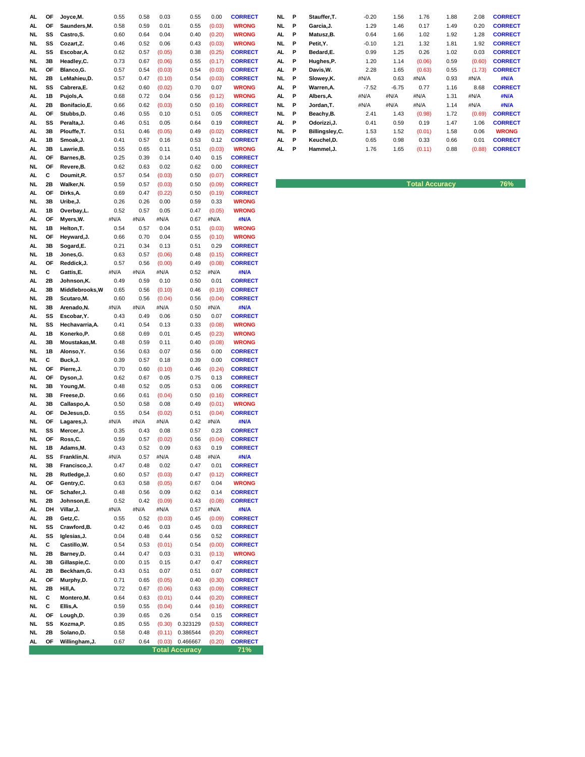| | | | | | | | | |
|---|---|---|---|---|---|---|---|---|
| AL | OF | Joyce,M. | 0.55 | 0.58 | 0.03 | 0.55 | 0.00 | CORRECT |
| AL | OF | Saunders,M. | 0.58 | 0.59 | 0.01 | 0.55 | (0.03) | WRONG |
| NL | SS | Castro,S. | 0.60 | 0.64 | 0.04 | 0.40 | (0.20) | WRONG |
| NL | SS | Cozart,Z. | 0.46 | 0.52 | 0.06 | 0.43 | (0.03) | WRONG |
| AL | SS | Escobar,A. | 0.62 | 0.57 | (0.05) | 0.38 | (0.25) | CORRECT |
| NL | 3B | Headley,C. | 0.73 | 0.67 | (0.06) | 0.55 | (0.17) | CORRECT |
| NL | OF | Blanco,G. | 0.57 | 0.54 | (0.03) | 0.54 | (0.03) | CORRECT |
| NL | 2B | LeMahieu,D. | 0.57 | 0.47 | (0.10) | 0.54 | (0.03) | CORRECT |
| NL | SS | Cabrera,E. | 0.62 | 0.60 | (0.02) | 0.70 | 0.07 | WRONG |
| AL | 1B | Pujols,A. | 0.68 | 0.72 | 0.04 | 0.56 | (0.12) | WRONG |
| AL | 2B | Bonifacio,E. | 0.66 | 0.62 | (0.03) | 0.50 | (0.16) | CORRECT |
| AL | OF | Stubbs,D. | 0.46 | 0.55 | 0.10 | 0.51 | 0.05 | CORRECT |
| AL | SS | Peralta,J. | 0.46 | 0.51 | 0.05 | 0.64 | 0.19 | CORRECT |
| AL | 3B | Plouffe,T. | 0.51 | 0.46 | (0.05) | 0.49 | (0.02) | CORRECT |
| AL | 1B | Smoak,J. | 0.41 | 0.57 | 0.16 | 0.53 | 0.12 | CORRECT |
| AL | 3B | Lawrie,B. | 0.55 | 0.65 | 0.11 | 0.51 | (0.03) | WRONG |
| AL | OF | Barnes,B. | 0.25 | 0.39 | 0.14 | 0.40 | 0.15 | CORRECT |
| NL | OF | Revere,B. | 0.62 | 0.63 | 0.02 | 0.62 | 0.00 | CORRECT |
| AL | C | Doumit,R. | 0.57 | 0.54 | (0.03) | 0.50 | (0.07) | CORRECT |
| NL | 2B | Walker,N. | 0.59 | 0.57 | (0.03) | 0.50 | (0.09) | CORRECT |
| AL | OF | Dirks,A. | 0.69 | 0.47 | (0.22) | 0.50 | (0.19) | CORRECT |
| NL | 3B | Uribe,J. | 0.26 | 0.26 | 0.00 | 0.59 | 0.33 | WRONG |
| AL | 1B | Overbay,L. | 0.52 | 0.57 | 0.05 | 0.47 | (0.05) | WRONG |
| AL | OF | Myers,W. | #N/A | #N/A | #N/A | 0.67 | #N/A | #N/A |
| NL | 1B | Helton,T. | 0.54 | 0.57 | 0.04 | 0.51 | (0.03) | WRONG |
| NL | OF | Heyward,J. | 0.66 | 0.70 | 0.04 | 0.55 | (0.10) | WRONG |
| AL | 3B | Sogard,E. | 0.21 | 0.34 | 0.13 | 0.51 | 0.29 | CORRECT |
| NL | 1B | Jones,G. | 0.63 | 0.57 | (0.06) | 0.48 | (0.15) | CORRECT |
| AL | OF | Reddick,J. | 0.57 | 0.56 | (0.00) | 0.49 | (0.08) | CORRECT |
| NL | C | Gattis,E. | #N/A | #N/A | #N/A | 0.52 | #N/A | #N/A |
| AL | 2B | Johnson,K. | 0.49 | 0.59 | 0.10 | 0.50 | 0.01 | CORRECT |
| AL | 3B | Middlebrooks,W | 0.65 | 0.56 | (0.10) | 0.46 | (0.19) | CORRECT |
| NL | 2B | Scutaro,M. | 0.60 | 0.56 | (0.04) | 0.56 | (0.04) | CORRECT |
| NL | 3B | Arenado,N. | #N/A | #N/A | #N/A | 0.50 | #N/A | #N/A |
| AL | SS | Escobar,Y. | 0.43 | 0.49 | 0.06 | 0.50 | 0.07 | CORRECT |
| NL | SS | Hechavarria,A. | 0.41 | 0.54 | 0.13 | 0.33 | (0.08) | WRONG |
| AL | 1B | Konerko,P. | 0.68 | 0.69 | 0.01 | 0.45 | (0.23) | WRONG |
| AL | 3B | Moustakas,M. | 0.48 | 0.59 | 0.11 | 0.40 | (0.08) | WRONG |
| NL | 1B | Alonso,Y. | 0.56 | 0.63 | 0.07 | 0.56 | 0.00 | CORRECT |
| NL | C | Buck,J. | 0.39 | 0.57 | 0.18 | 0.39 | 0.00 | CORRECT |
| NL | OF | Pierre,J. | 0.70 | 0.60 | (0.10) | 0.46 | (0.24) | CORRECT |
| AL | OF | Dyson,J. | 0.62 | 0.67 | 0.05 | 0.75 | 0.13 | CORRECT |
| NL | 3B | Young,M. | 0.48 | 0.52 | 0.05 | 0.53 | 0.06 | CORRECT |
| NL | 3B | Freese,D. | 0.66 | 0.61 | (0.04) | 0.50 | (0.16) | CORRECT |
| AL | 3B | Callaspo,A. | 0.50 | 0.58 | 0.08 | 0.49 | (0.01) | WRONG |
| AL | OF | DeJesus,D. | 0.55 | 0.54 | (0.02) | 0.51 | (0.04) | CORRECT |
| NL | OF | Lagares,J. | #N/A | #N/A | #N/A | 0.42 | #N/A | #N/A |
| NL | SS | Mercer,J. | 0.35 | 0.43 | 0.08 | 0.57 | 0.23 | CORRECT |
| NL | OF | Ross,C. | 0.59 | 0.57 | (0.02) | 0.56 | (0.04) | CORRECT |
| NL | 1B | Adams,M. | 0.43 | 0.52 | 0.09 | 0.63 | 0.19 | CORRECT |
| AL | SS | Franklin,N. | #N/A | 0.57 | #N/A | 0.48 | #N/A | #N/A |
| NL | 3B | Francisco,J. | 0.47 | 0.48 | 0.02 | 0.47 | 0.01 | CORRECT |
| NL | 2B | Rutledge,J. | 0.60 | 0.57 | (0.03) | 0.47 | (0.12) | CORRECT |
| AL | OF | Gentry,C. | 0.63 | 0.58 | (0.05) | 0.67 | 0.04 | WRONG |
| NL | OF | Schafer,J. | 0.48 | 0.56 | 0.09 | 0.62 | 0.14 | CORRECT |
| NL | 2B | Johnson,E. | 0.52 | 0.42 | (0.09) | 0.43 | (0.08) | CORRECT |
| AL | DH | Villar,J. | #N/A | #N/A | #N/A | 0.57 | #N/A | #N/A |
| AL | 2B | Getz,C. | 0.55 | 0.52 | (0.03) | 0.45 | (0.09) | CORRECT |
| NL | SS | Crawford,B. | 0.42 | 0.46 | 0.03 | 0.45 | 0.03 | CORRECT |
| AL | SS | Iglesias,J. | 0.04 | 0.48 | 0.44 | 0.56 | 0.52 | CORRECT |
| NL | C | Castillo,W. | 0.54 | 0.53 | (0.01) | 0.54 | (0.00) | CORRECT |
| NL | 2B | Barney,D. | 0.44 | 0.47 | 0.03 | 0.31 | (0.13) | WRONG |
| AL | 3B | Gillaspie,C. | 0.00 | 0.15 | 0.15 | 0.47 | 0.47 | CORRECT |
| AL | 2B | Beckham,G. | 0.43 | 0.51 | 0.07 | 0.51 | 0.07 | CORRECT |
| AL | OF | Murphy,D. | 0.71 | 0.65 | (0.05) | 0.40 | (0.30) | CORRECT |
| NL | 2B | Hill,A. | 0.72 | 0.67 | (0.06) | 0.63 | (0.09) | CORRECT |
| NL | C | Montero,M. | 0.64 | 0.63 | (0.01) | 0.44 | (0.20) | CORRECT |
| NL | C | Ellis,A. | 0.59 | 0.55 | (0.04) | 0.44 | (0.16) | CORRECT |
| AL | OF | Lough,D. | 0.39 | 0.65 | 0.26 | 0.54 | 0.15 | CORRECT |
| NL | SS | Kozma,P. | 0.85 | 0.55 | (0.30) | 0.323129 | (0.53) | CORRECT |
| NL | 2B | Solano,D. | 0.58 | 0.48 | (0.11) | 0.386544 | (0.20) | CORRECT |
| AL | OF | Willingham,J. | 0.67 | 0.64 | (0.03) | 0.466667 | (0.20) | CORRECT |
| | | | | | Total Accuracy | | | 71% |

| | | | | | | | | |
|---|---|---|---|---|---|---|---|---|
| NL | P | Stauffer,T. | -0.20 | 1.56 | 1.76 | 1.88 | 2.08 | CORRECT |
| NL | P | Garcia,J. | 1.29 | 1.46 | 0.17 | 1.49 | 0.20 | CORRECT |
| AL | P | Matusz,B. | 0.64 | 1.66 | 1.02 | 1.92 | 1.28 | CORRECT |
| NL | P | Petit,Y. | -0.10 | 1.21 | 1.32 | 1.81 | 1.92 | CORRECT |
| AL | P | Bedard,E. | 0.99 | 1.25 | 0.26 | 1.02 | 0.03 | CORRECT |
| AL | P | Hughes,P. | 1.20 | 1.14 | (0.06) | 0.59 | (0.60) | CORRECT |
| AL | P | Davis,W. | 2.28 | 1.65 | (0.63) | 0.55 | (1.73) | CORRECT |
| NL | P | Slowey,K. | #N/A | 0.63 | #N/A | 0.93 | #N/A | #N/A |
| AL | P | Warren,A. | -7.52 | -6.75 | 0.77 | 1.16 | 8.68 | CORRECT |
| AL | P | Albers,A. | #N/A | #N/A | #N/A | 1.31 | #N/A | #N/A |
| NL | P | Jordan,T. | #N/A | #N/A | #N/A | 1.14 | #N/A | #N/A |
| NL | P | Beachy,B. | 2.41 | 1.43 | (0.98) | 1.72 | (0.69) | CORRECT |
| AL | P | Odorizzi,J. | 0.41 | 0.59 | 0.19 | 1.47 | 1.06 | CORRECT |
| NL | P | Billingsley,C. | 1.53 | 1.52 | (0.01) | 1.58 | 0.06 | WRONG |
| AL | P | Keuchel,D. | 0.65 | 0.98 | 0.33 | 0.66 | 0.01 | CORRECT |
| AL | P | Hammel,J. | 1.76 | 1.65 | (0.11) | 0.88 | (0.88) | CORRECT |
| | | | | | Total Accuracy | | | 76% |